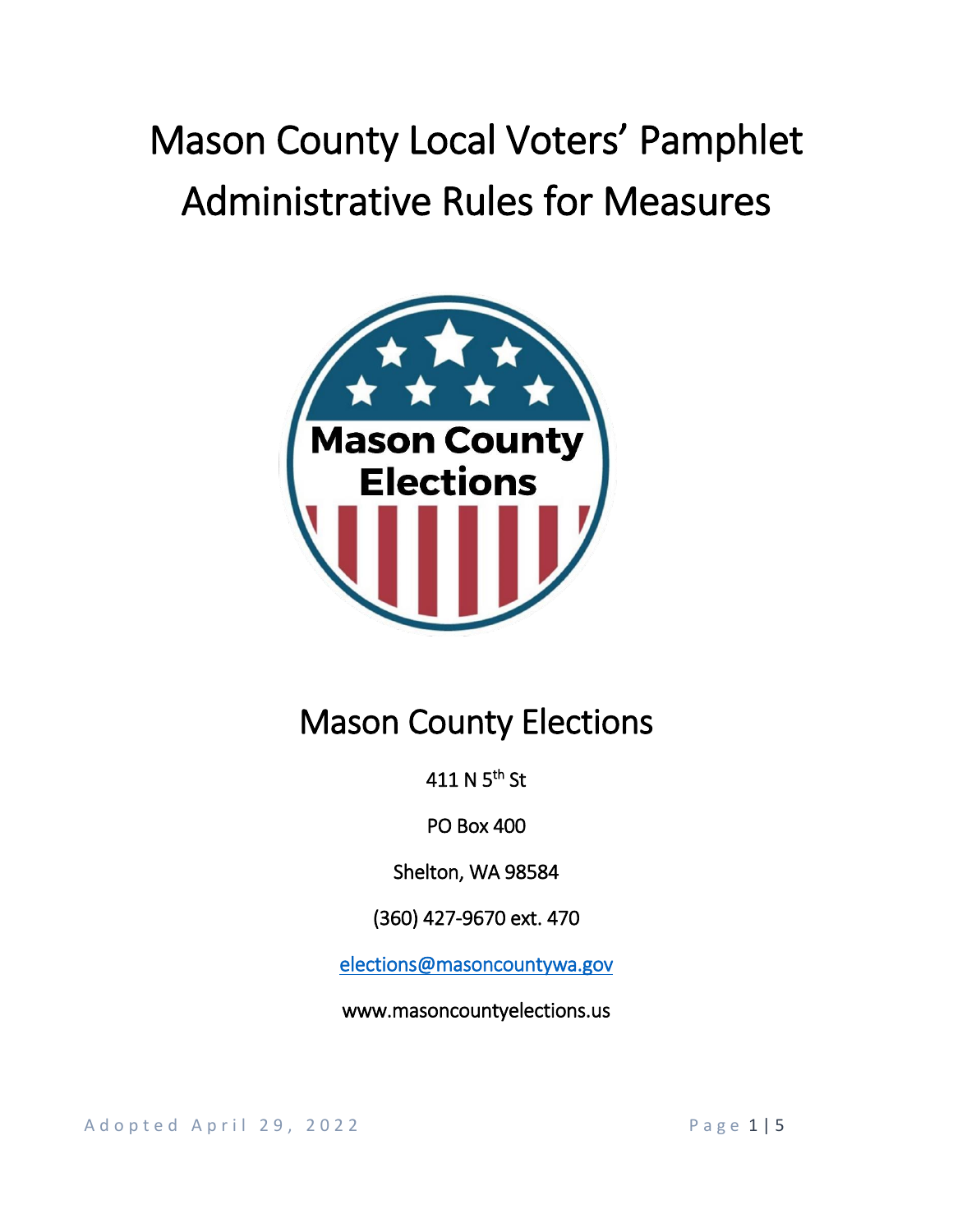# Mason County Local Voters' Pamphlet Administrative Rules for Measures

## Mason County Elections

411 N 5th St

PO Box 400

Shelton, WA 98584

(360) 427-9670 ext. 470

elections@masoncountywa.gov

www.masoncountyelections.us

Adopted April 29, 2022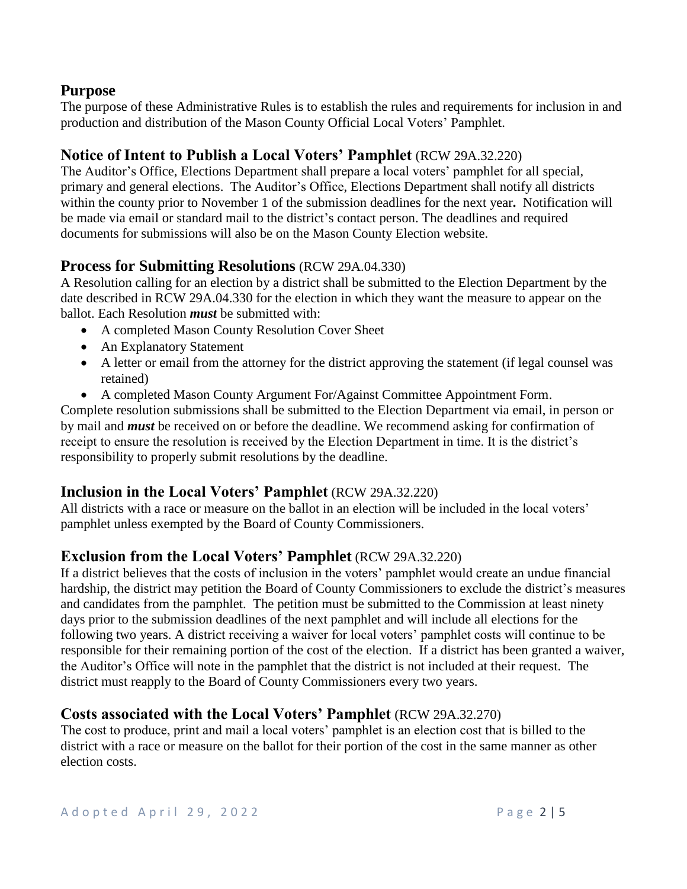## Purpose

The purpose of these Administrative Rules is to establish the rules and requirements for inclusion in and production and distribution of the Mason County Official Local Voters' Pamphlet.

## Notice of Intent to Publish a Local Voters' Pamphlet (RCW 29A.32.220)

The Auditor's Office, Elections Department shall prepare a local voters' pamphlet for all special, primary and general elections. The Auditor's Office, Elections Department shall notify all districts within the county prior to November 1 of the submission deadlines for the next year**.** Notification will be made via email or standard mail to the district's contact person. The deadlines and required documents for submissions will also be on the Mason County Election website.

## Process for Submitting Resolutions (RCW 29A.04.330)

A Resolution calling for an election by a district shall be submitted to the Election Department by the date described in RCW 29A.04.330 for the election in which they want the measure to appear on the ballot. Each Resolution ***must*** be submitted with:

- A completed Mason County Resolution Cover Sheet
- An Explanatory Statement
- A letter or email from the attorney for the district approving the statement (if legal counsel was retained)
- A completed Mason County Argument For/Against Committee Appointment Form.

Complete resolution submissions shall be submitted to the Election Department via email, in person or by mail and ***must*** be received on or before the deadline. We recommend asking for confirmation of receipt to ensure the resolution is received by the Election Department in time. It is the district's responsibility to properly submit resolutions by the deadline.

## Inclusion in the Local Voters' Pamphlet (RCW 29A.32.220)

All districts with a race or measure on the ballot in an election will be included in the local voters' pamphlet unless exempted by the Board of County Commissioners.

## Exclusion from the Local Voters' Pamphlet (RCW 29A.32.220)

If a district believes that the costs of inclusion in the voters' pamphlet would create an undue financial hardship, the district may petition the Board of County Commissioners to exclude the district's measures and candidates from the pamphlet. The petition must be submitted to the Commission at least ninety days prior to the submission deadlines of the next pamphlet and will include all elections for the following two years. A district receiving a waiver for local voters' pamphlet costs will continue to be responsible for their remaining portion of the cost of the election. If a district has been granted a waiver, the Auditor's Office will note in the pamphlet that the district is not included at their request. The district must reapply to the Board of County Commissioners every two years.

## Costs associated with the Local Voters' Pamphlet (RCW 29A.32.270)

The cost to produce, print and mail a local voters' pamphlet is an election cost that is billed to the district with a race or measure on the ballot for their portion of the cost in the same manner as other election costs.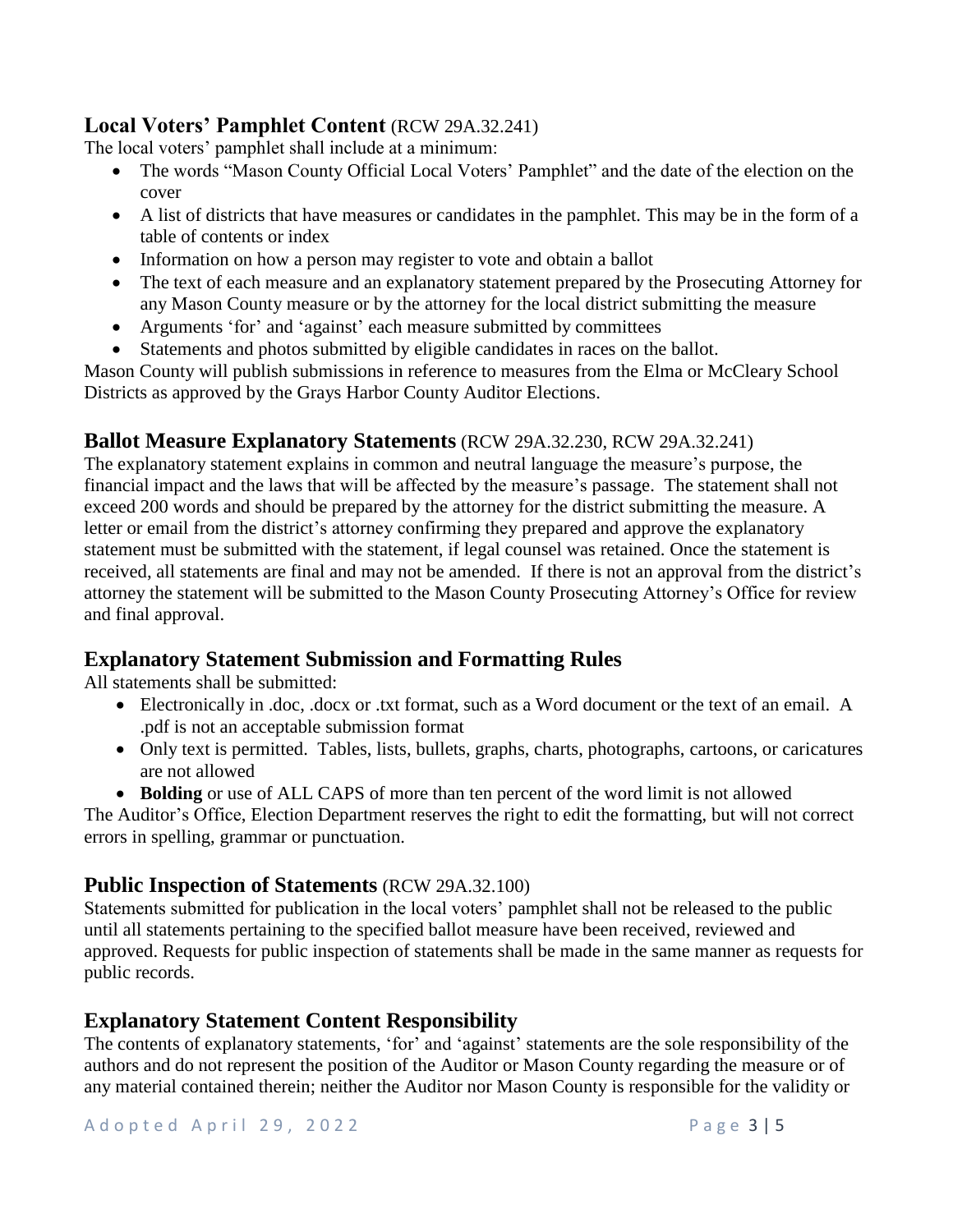## Local Voters' Pamphlet Content (RCW 29A.32.241)

The local voters' pamphlet shall include at a minimum:

- The words "Mason County Official Local Voters' Pamphlet" and the date of the election on the cover
- A list of districts that have measures or candidates in the pamphlet. This may be in the form of a table of contents or index
- Information on how a person may register to vote and obtain a ballot
- The text of each measure and an explanatory statement prepared by the Prosecuting Attorney for any Mason County measure or by the attorney for the local district submitting the measure
- Arguments 'for' and 'against' each measure submitted by committees
- Statements and photos submitted by eligible candidates in races on the ballot.

Mason County will publish submissions in reference to measures from the Elma or McCleary School Districts as approved by the Grays Harbor County Auditor Elections.

## Ballot Measure Explanatory Statements (RCW 29A.32.230, RCW 29A.32.241)

The explanatory statement explains in common and neutral language the measure's purpose, the financial impact and the laws that will be affected by the measure's passage. The statement shall not exceed 200 words and should be prepared by the attorney for the district submitting the measure. A letter or email from the district's attorney confirming they prepared and approve the explanatory statement must be submitted with the statement, if legal counsel was retained. Once the statement is received, all statements are final and may not be amended. If there is not an approval from the district's attorney the statement will be submitted to the Mason County Prosecuting Attorney's Office for review and final approval.

## Explanatory Statement Submission and Formatting Rules

All statements shall be submitted:

- Electronically in .doc, .docx or .txt format, such as a Word document or the text of an email. A .pdf is not an acceptable submission format
- Only text is permitted. Tables, lists, bullets, graphs, charts, photographs, cartoons, or caricatures are not allowed
- **Bolding** or use of ALL CAPS of more than ten percent of the word limit is not allowed

The Auditor's Office, Election Department reserves the right to edit the formatting, but will not correct errors in spelling, grammar or punctuation.

## Public Inspection of Statements (RCW 29A.32.100)

Statements submitted for publication in the local voters' pamphlet shall not be released to the public until all statements pertaining to the specified ballot measure have been received, reviewed and approved. Requests for public inspection of statements shall be made in the same manner as requests for public records.

## Explanatory Statement Content Responsibility

The contents of explanatory statements, 'for' and 'against' statements are the sole responsibility of the authors and do not represent the position of the Auditor or Mason County regarding the measure or of any material contained therein; neither the Auditor nor Mason County is responsible for the validity or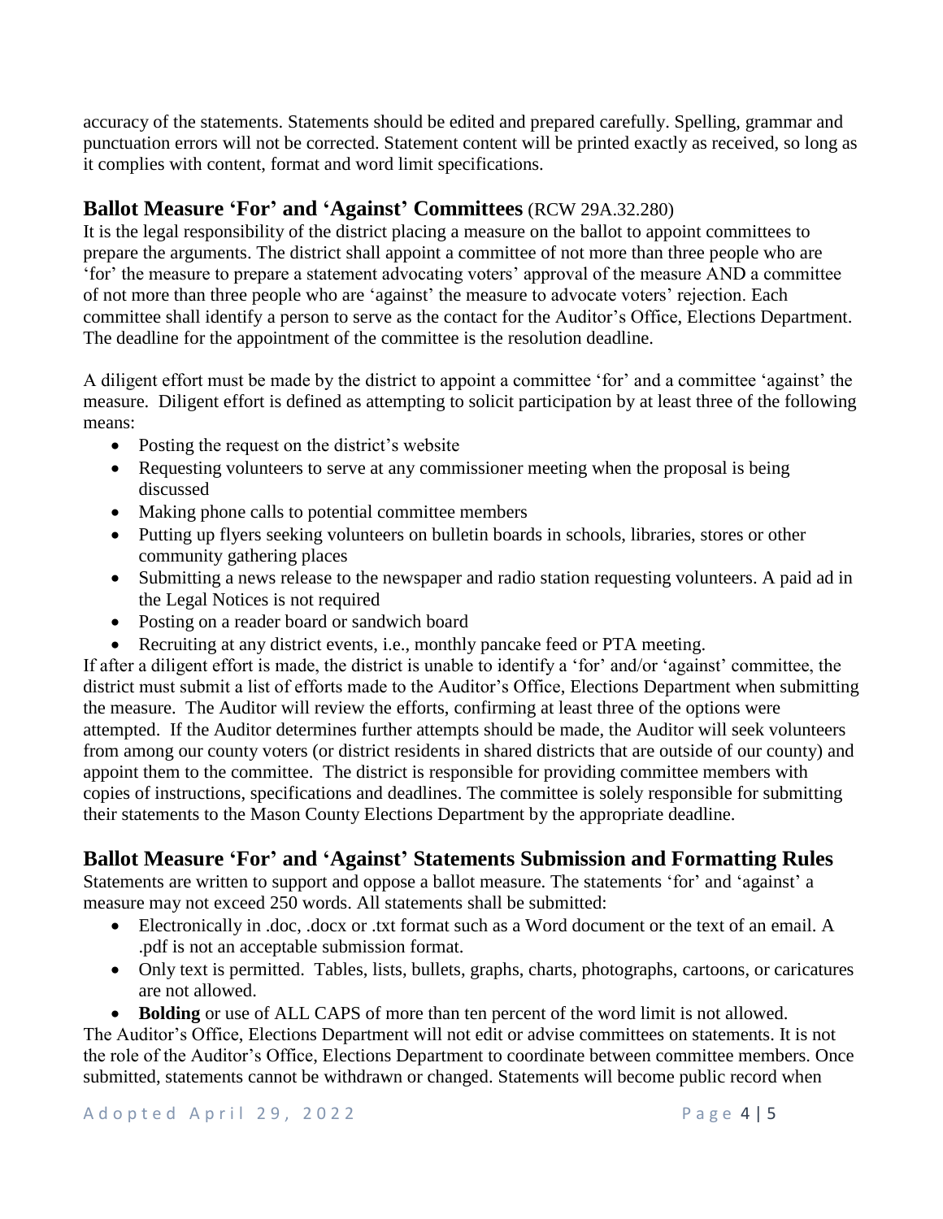accuracy of the statements. Statements should be edited and prepared carefully. Spelling, grammar and punctuation errors will not be corrected. Statement content will be printed exactly as received, so long as it complies with content, format and word limit specifications.

## Ballot Measure 'For' and 'Against' Committees (RCW 29A.32.280)

It is the legal responsibility of the district placing a measure on the ballot to appoint committees to prepare the arguments. The district shall appoint a committee of not more than three people who are 'for' the measure to prepare a statement advocating voters' approval of the measure AND a committee of not more than three people who are 'against' the measure to advocate voters' rejection. Each committee shall identify a person to serve as the contact for the Auditor's Office, Elections Department. The deadline for the appointment of the committee is the resolution deadline.

A diligent effort must be made by the district to appoint a committee 'for' and a committee 'against' the measure. Diligent effort is defined as attempting to solicit participation by at least three of the following means:

- Posting the request on the district's website
- Requesting volunteers to serve at any commissioner meeting when the proposal is being discussed
- Making phone calls to potential committee members
- Putting up flyers seeking volunteers on bulletin boards in schools, libraries, stores or other community gathering places
- Submitting a news release to the newspaper and radio station requesting volunteers. A paid ad in the Legal Notices is not required
- Posting on a reader board or sandwich board
- Recruiting at any district events, i.e., monthly pancake feed or PTA meeting.

If after a diligent effort is made, the district is unable to identify a 'for' and/or 'against' committee, the district must submit a list of efforts made to the Auditor's Office, Elections Department when submitting the measure. The Auditor will review the efforts, confirming at least three of the options were attempted. If the Auditor determines further attempts should be made, the Auditor will seek volunteers from among our county voters (or district residents in shared districts that are outside of our county) and appoint them to the committee. The district is responsible for providing committee members with copies of instructions, specifications and deadlines. The committee is solely responsible for submitting their statements to the Mason County Elections Department by the appropriate deadline.

## Ballot Measure 'For' and 'Against' Statements Submission and Formatting Rules

Statements are written to support and oppose a ballot measure. The statements 'for' and 'against' a measure may not exceed 250 words. All statements shall be submitted:

- Electronically in .doc, .docx or .txt format such as a Word document or the text of an email. A .pdf is not an acceptable submission format.
- Only text is permitted. Tables, lists, bullets, graphs, charts, photographs, cartoons, or caricatures are not allowed.
- **Bolding** or use of ALL CAPS of more than ten percent of the word limit is not allowed.

The Auditor's Office, Elections Department will not edit or advise committees on statements. It is not the role of the Auditor's Office, Elections Department to coordinate between committee members. Once submitted, statements cannot be withdrawn or changed. Statements will become public record when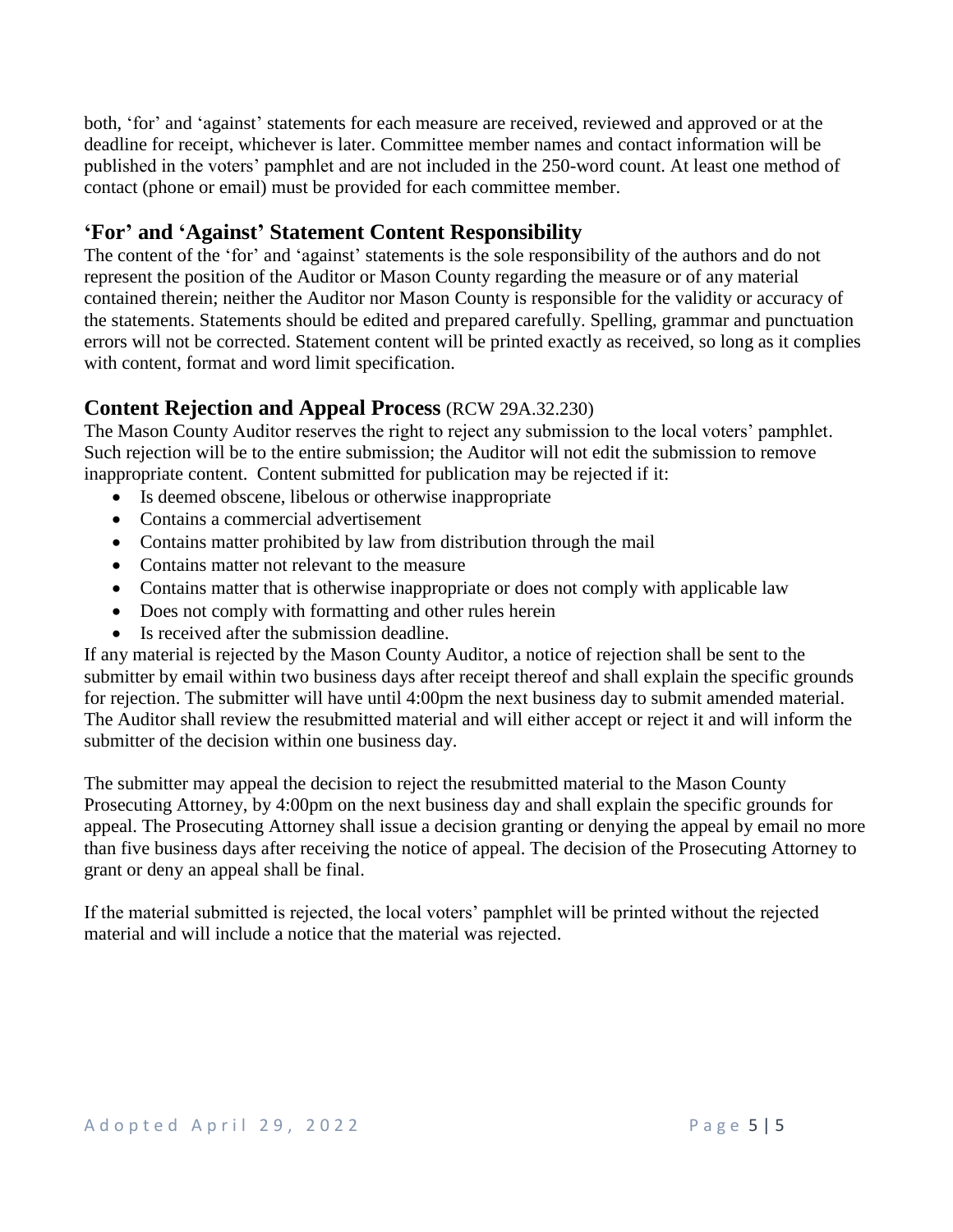both, 'for' and 'against' statements for each measure are received, reviewed and approved or at the deadline for receipt, whichever is later. Committee member names and contact information will be published in the voters' pamphlet and are not included in the 250-word count. At least one method of contact (phone or email) must be provided for each committee member.

## 'For' and 'Against' Statement Content Responsibility

The content of the 'for' and 'against' statements is the sole responsibility of the authors and do not represent the position of the Auditor or Mason County regarding the measure or of any material contained therein; neither the Auditor nor Mason County is responsible for the validity or accuracy of the statements. Statements should be edited and prepared carefully. Spelling, grammar and punctuation errors will not be corrected. Statement content will be printed exactly as received, so long as it complies with content, format and word limit specification.

## Content Rejection and Appeal Process (RCW 29A.32.230)

The Mason County Auditor reserves the right to reject any submission to the local voters' pamphlet. Such rejection will be to the entire submission; the Auditor will not edit the submission to remove inappropriate content. Content submitted for publication may be rejected if it:

- Is deemed obscene, libelous or otherwise inappropriate
- Contains a commercial advertisement
- Contains matter prohibited by law from distribution through the mail
- Contains matter not relevant to the measure
- Contains matter that is otherwise inappropriate or does not comply with applicable law
- Does not comply with formatting and other rules herein
- Is received after the submission deadline.

If any material is rejected by the Mason County Auditor, a notice of rejection shall be sent to the submitter by email within two business days after receipt thereof and shall explain the specific grounds for rejection. The submitter will have until 4:00pm the next business day to submit amended material. The Auditor shall review the resubmitted material and will either accept or reject it and will inform the submitter of the decision within one business day.

The submitter may appeal the decision to reject the resubmitted material to the Mason County Prosecuting Attorney, by 4:00pm on the next business day and shall explain the specific grounds for appeal. The Prosecuting Attorney shall issue a decision granting or denying the appeal by email no more than five business days after receiving the notice of appeal. The decision of the Prosecuting Attorney to grant or deny an appeal shall be final.

If the material submitted is rejected, the local voters' pamphlet will be printed without the rejected material and will include a notice that the material was rejected.